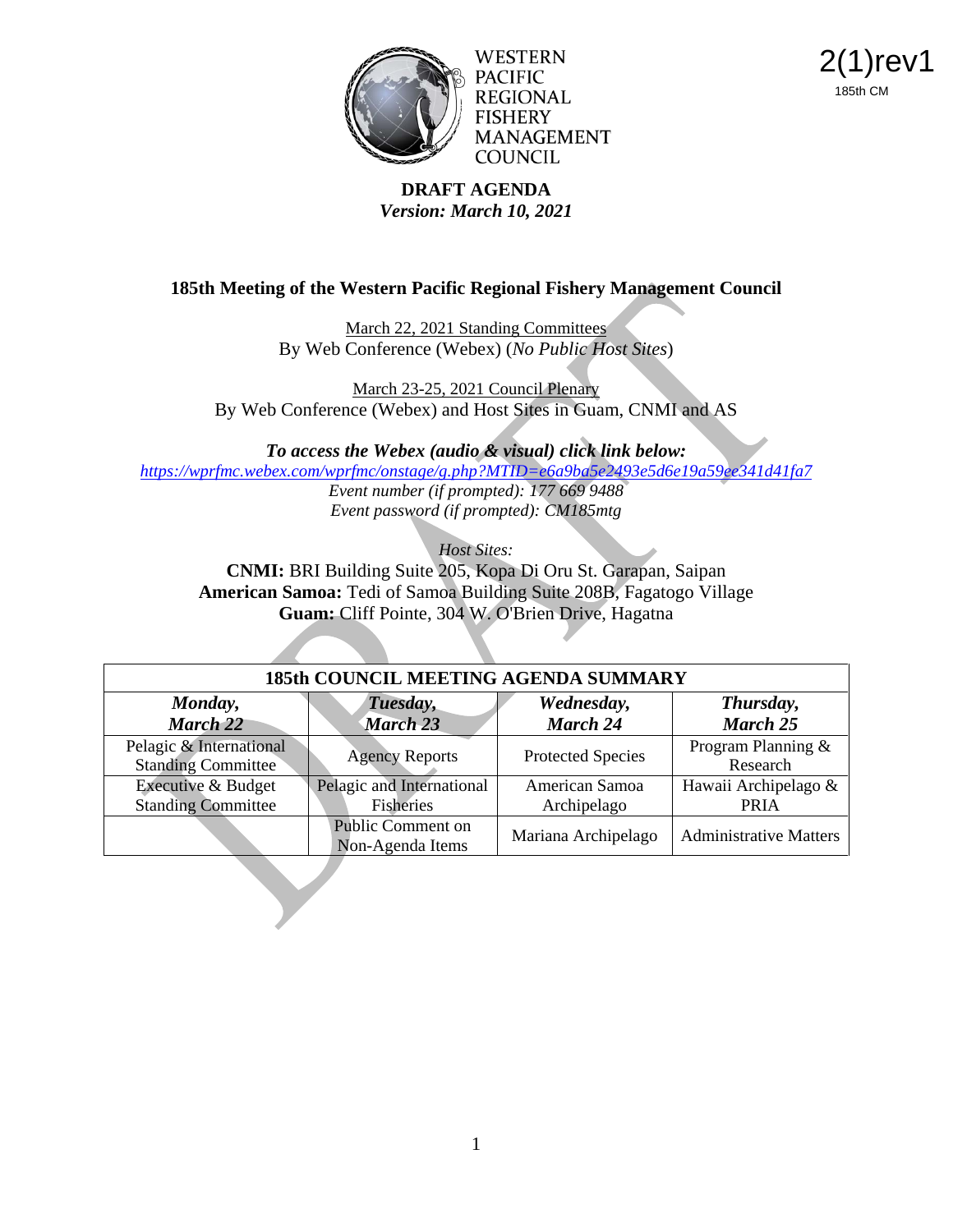WESTERN PACIFIC REGIONAL FISHERY MANAGEMENT COUNCIL

2(1)rev1
185th CM

**DRAFT AGENDA**
***Version: March 10, 2021***

## 185th Meeting of the Western Pacific Regional Fishery Management Council

March 22, 2021 Standing Committees
By Web Conference (Webex) (*No Public Host Sites*)

March 23-25, 2021 Council Plenary
By Web Conference (Webex) and Host Sites in Guam, CNMI and AS

***To access the Webex (audio & visual) click link below:***
*https://wprfmc.webex.com/wprfmc/onstage/g.php?MTID=e6a9ba5e2493e5d6e19a59ee341d41fa7*
*Event number (if prompted): 177 669 9488*
*Event password (if prompted): CM185mtg*

*Host Sites:*
**CNMI:** BRI Building Suite 205, Kopa Di Oru St. Garapan, Saipan
**American Samoa:** Tedi of Samoa Building Suite 208B, Fagatogo Village
**Guam:** Cliff Pointe, 304 W. O'Brien Drive, Hagatna

| 185th COUNCIL MEETING AGENDA SUMMARY | | | |
|---|---|---|---|
| ***Monday, March 22*** | ***Tuesday, March 23*** | ***Wednesday, March 24*** | ***Thursday, March 25*** |
| Pelagic & International Standing Committee | Agency Reports | Protected Species | Program Planning & Research |
| Executive & Budget Standing Committee | Pelagic and International Fisheries | American Samoa Archipelago | Hawaii Archipelago & PRIA |
| | Public Comment on Non-Agenda Items | Mariana Archipelago | Administrative Matters |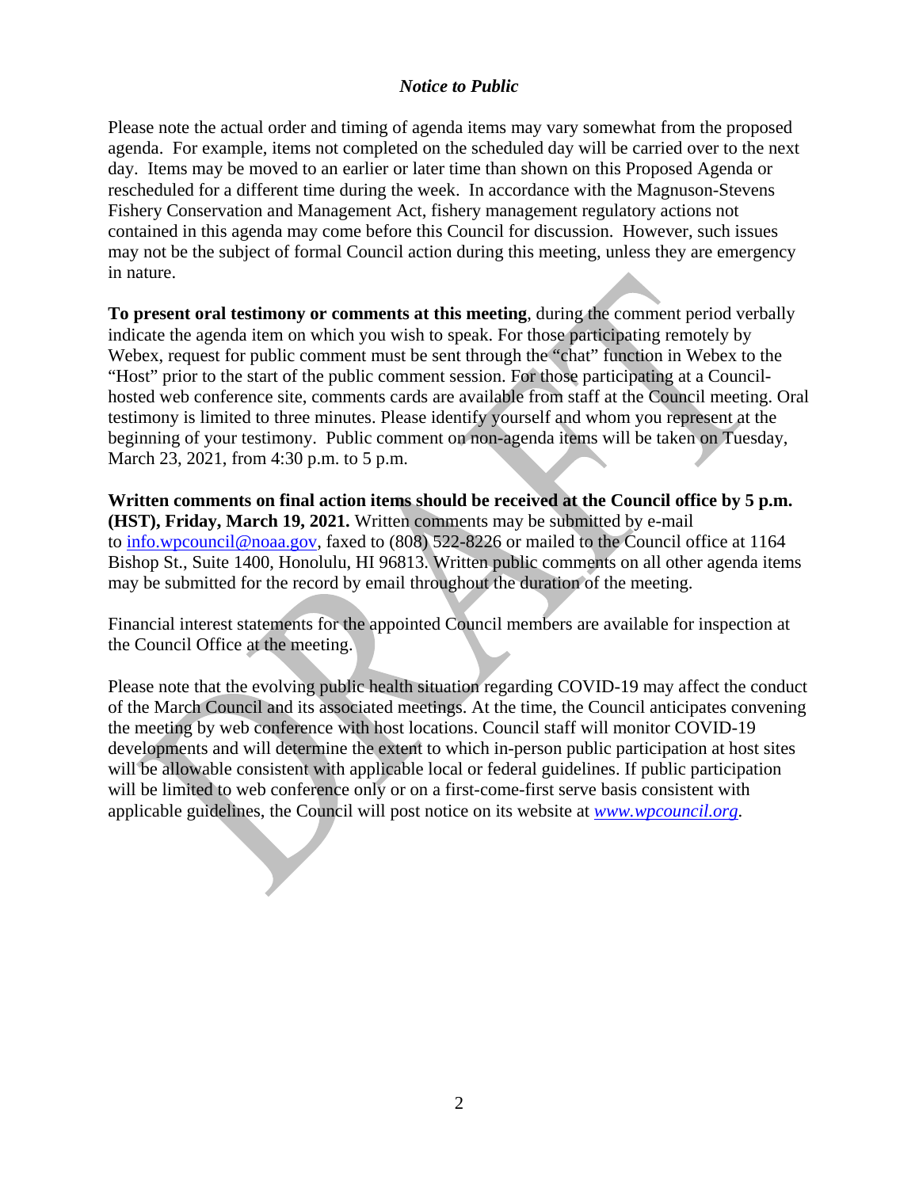*Notice to Public*

Please note the actual order and timing of agenda items may vary somewhat from the proposed agenda. For example, items not completed on the scheduled day will be carried over to the next day. Items may be moved to an earlier or later time than shown on this Proposed Agenda or rescheduled for a different time during the week. In accordance with the Magnuson-Stevens Fishery Conservation and Management Act, fishery management regulatory actions not contained in this agenda may come before this Council for discussion. However, such issues may not be the subject of formal Council action during this meeting, unless they are emergency in nature.

**To present oral testimony or comments at this meeting**, during the comment period verbally indicate the agenda item on which you wish to speak. For those participating remotely by Webex, request for public comment must be sent through the "chat" function in Webex to the "Host" prior to the start of the public comment session. For those participating at a Council-hosted web conference site, comments cards are available from staff at the Council meeting. Oral testimony is limited to three minutes. Please identify yourself and whom you represent at the beginning of your testimony. Public comment on non-agenda items will be taken on Tuesday, March 23, 2021, from 4:30 p.m. to 5 p.m.

**Written comments on final action items should be received at the Council office by 5 p.m. (HST), Friday, March 19, 2021.** Written comments may be submitted by e-mail to info.wpcouncil@noaa.gov, faxed to (808) 522-8226 or mailed to the Council office at 1164 Bishop St., Suite 1400, Honolulu, HI 96813. Written public comments on all other agenda items may be submitted for the record by email throughout the duration of the meeting.

Financial interest statements for the appointed Council members are available for inspection at the Council Office at the meeting.

Please note that the evolving public health situation regarding COVID-19 may affect the conduct of the March Council and its associated meetings. At the time, the Council anticipates convening the meeting by web conference with host locations. Council staff will monitor COVID-19 developments and will determine the extent to which in-person public participation at host sites will be allowable consistent with applicable local or federal guidelines. If public participation will be limited to web conference only or on a first-come-first serve basis consistent with applicable guidelines, the Council will post notice on its website at *www.wpcouncil.org*.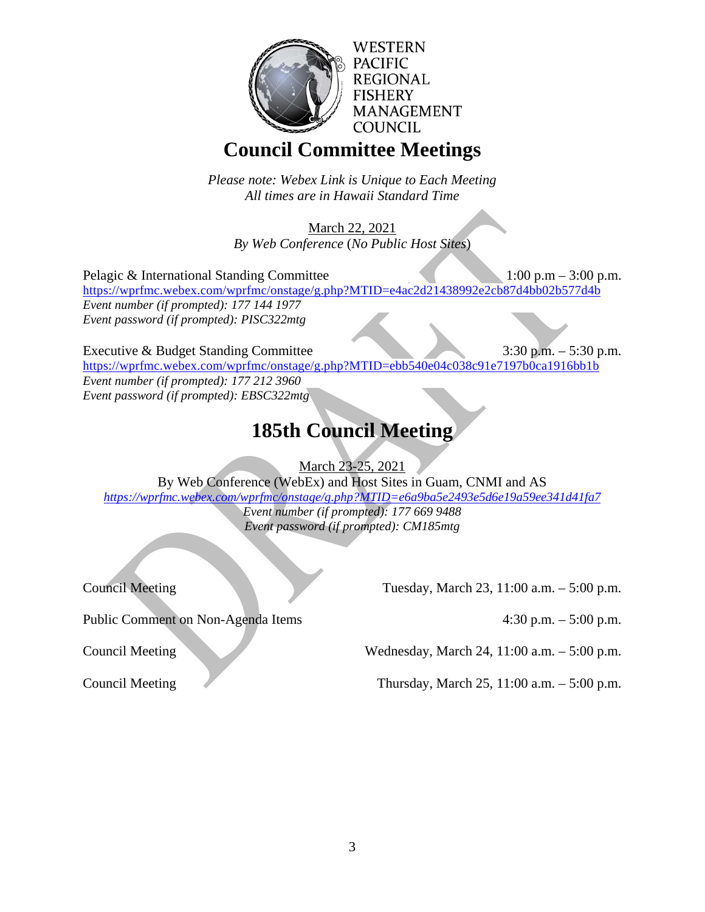WESTERN
PACIFIC
REGIONAL
FISHERY
MANAGEMENT
COUNCIL

# Council Committee Meetings

*Please note: Webex Link is Unique to Each Meeting*
*All times are in Hawaii Standard Time*

March 22, 2021
*By Web Conference* (*No Public Host Sites*)

Pelagic & International Standing Committee 1:00 p.m – 3:00 p.m.
https://wprfmc.webex.com/wprfmc/onstage/g.php?MTID=e4ac2d21438992e2cb87d4bb02b577d4b
*Event number (if prompted): 177 144 1977*
*Event password (if prompted): PISC322mtg*

Executive & Budget Standing Committee 3:30 p.m. – 5:30 p.m.
https://wprfmc.webex.com/wprfmc/onstage/g.php?MTID=ebb540e04c038c91e7197b0ca1916bb1b
*Event number (if prompted): 177 212 3960*
*Event password (if prompted): EBSC322mtg*

# 185th Council Meeting

March 23-25, 2021
By Web Conference (WebEx) and Host Sites in Guam, CNMI and AS
*https://wprfmc.webex.com/wprfmc/onstage/g.php?MTID=e6a9ba5e2493e5d6e19a59ee341d41fa7*
*Event number (if prompted): 177 669 9488*
*Event password (if prompted): CM185mtg*

Council Meeting Tuesday, March 23, 11:00 a.m. – 5:00 p.m.

Public Comment on Non-Agenda Items 4:30 p.m. – 5:00 p.m.

Council Meeting Wednesday, March 24, 11:00 a.m. – 5:00 p.m.

Council Meeting Thursday, March 25, 11:00 a.m. – 5:00 p.m.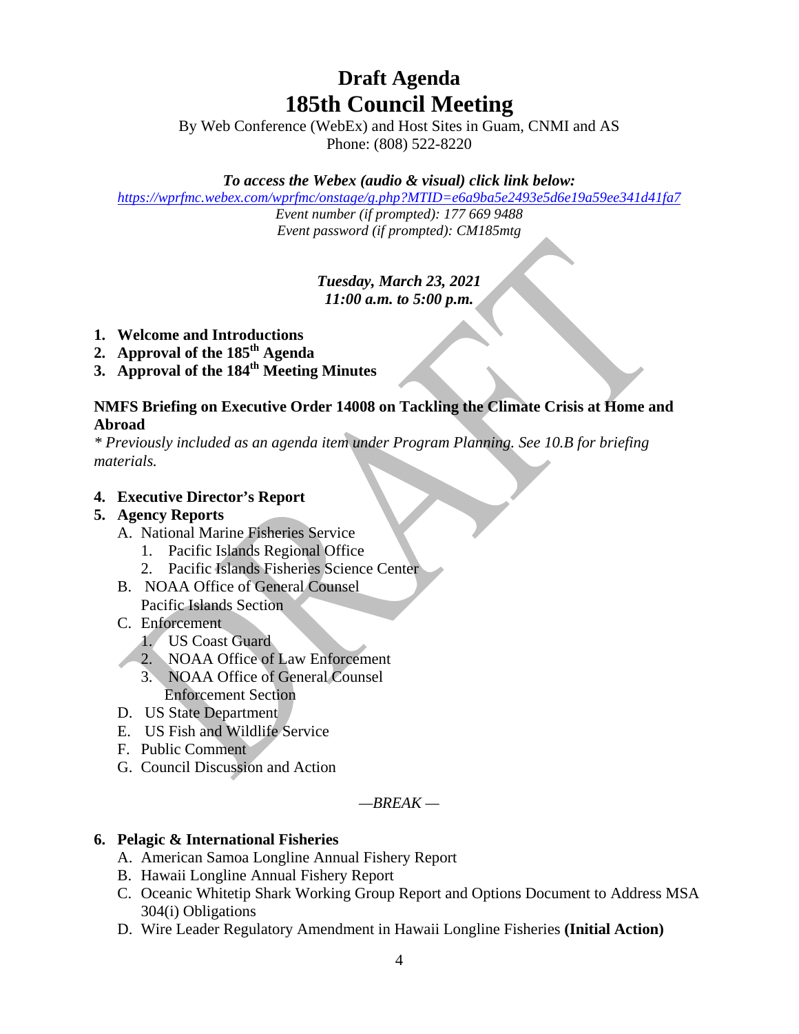# Draft Agenda
# 185th Council Meeting

By Web Conference (WebEx) and Host Sites in Guam, CNMI and AS
Phone: (808) 522-8220

***To access the Webex (audio & visual) click link below:***
*https://wprfmc.webex.com/wprfmc/onstage/g.php?MTID=e6a9ba5e2493e5d6e19a59ee341d41fa7*
*Event number (if prompted): 177 669 9488*
*Event password (if prompted): CM185mtg*

***Tuesday, March 23, 2021***
***11:00 a.m. to 5:00 p.m.***

1. **Welcome and Introductions**
2. **Approval of the 185th Agenda**
3. **Approval of the 184th Meeting Minutes**

**NMFS Briefing on Executive Order 14008 on Tackling the Climate Crisis at Home and Abroad**
*\* Previously included as an agenda item under Program Planning. See 10.B for briefing materials.*

4. **Executive Director's Report**
5. **Agency Reports**
   - A. National Marine Fisheries Service
     1. Pacific Islands Regional Office
     2. Pacific Islands Fisheries Science Center
   - B. NOAA Office of General Counsel
     Pacific Islands Section
   - C. Enforcement
     1. US Coast Guard
     2. NOAA Office of Law Enforcement
     3. NOAA Office of General Counsel
        Enforcement Section
   - D. US State Department
   - E. US Fish and Wildlife Service
   - F. Public Comment
   - G. Council Discussion and Action

*—BREAK —*

6. **Pelagic & International Fisheries**
   - A. American Samoa Longline Annual Fishery Report
   - B. Hawaii Longline Annual Fishery Report
   - C. Oceanic Whitetip Shark Working Group Report and Options Document to Address MSA 304(i) Obligations
   - D. Wire Leader Regulatory Amendment in Hawaii Longline Fisheries **(Initial Action)**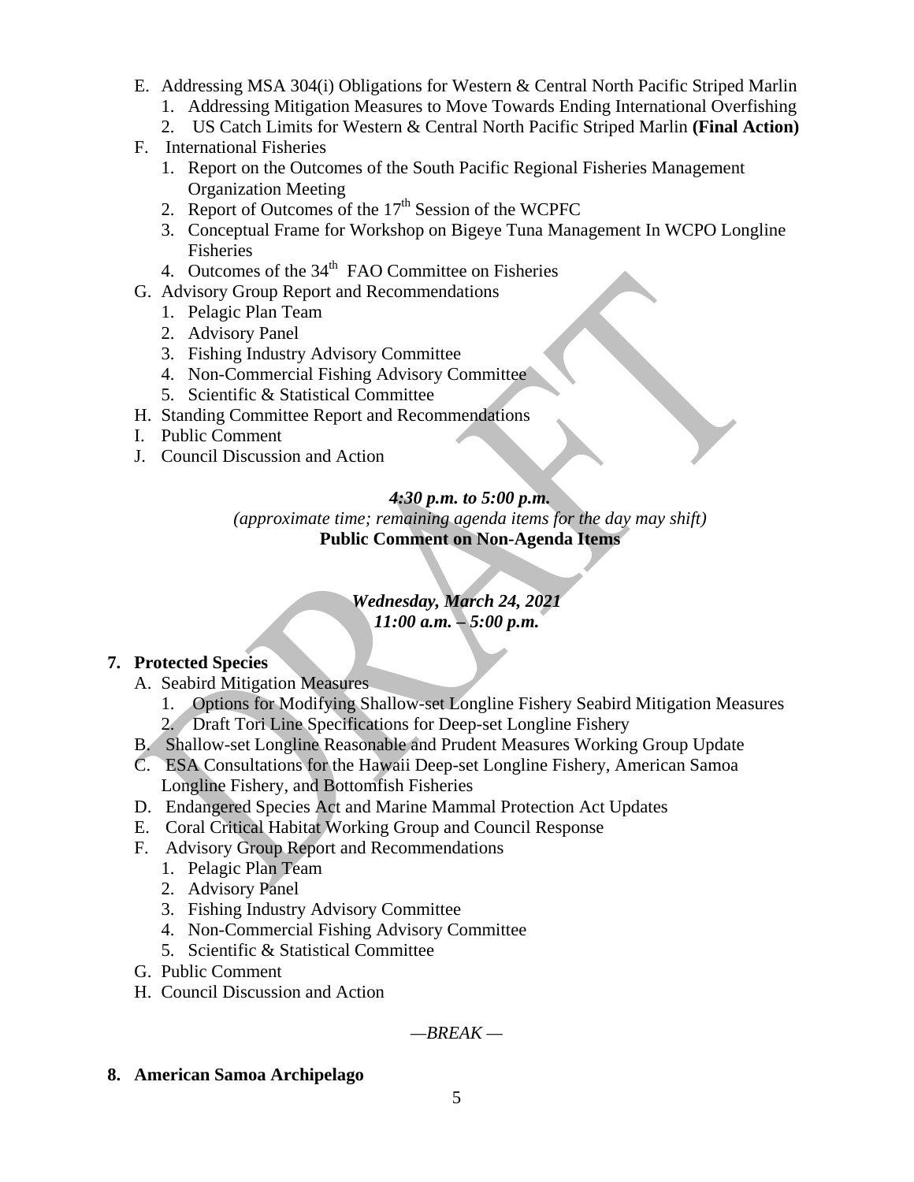E. Addressing MSA 304(i) Obligations for Western & Central North Pacific Striped Marlin
   1. Addressing Mitigation Measures to Move Towards Ending International Overfishing
   2. US Catch Limits for Western & Central North Pacific Striped Marlin **(Final Action)**

F. International Fisheries
   1. Report on the Outcomes of the South Pacific Regional Fisheries Management Organization Meeting
   2. Report of Outcomes of the 17th Session of the WCPFC
   3. Conceptual Frame for Workshop on Bigeye Tuna Management In WCPO Longline Fisheries
   4. Outcomes of the 34th FAO Committee on Fisheries

G. Advisory Group Report and Recommendations
   1. Pelagic Plan Team
   2. Advisory Panel
   3. Fishing Industry Advisory Committee
   4. Non-Commercial Fishing Advisory Committee
   5. Scientific & Statistical Committee

H. Standing Committee Report and Recommendations

I. Public Comment

J. Council Discussion and Action

***4:30 p.m. to 5:00 p.m.***
*(approximate time; remaining agenda items for the day may shift)*
**Public Comment on Non-Agenda Items**

***Wednesday, March 24, 2021***
***11:00 a.m. – 5:00 p.m.***

**7. Protected Species**

A. Seabird Mitigation Measures
   1. Options for Modifying Shallow-set Longline Fishery Seabird Mitigation Measures
   2. Draft Tori Line Specifications for Deep-set Longline Fishery

B. Shallow-set Longline Reasonable and Prudent Measures Working Group Update

C. ESA Consultations for the Hawaii Deep-set Longline Fishery, American Samoa Longline Fishery, and Bottomfish Fisheries

D. Endangered Species Act and Marine Mammal Protection Act Updates

E. Coral Critical Habitat Working Group and Council Response

F. Advisory Group Report and Recommendations
   1. Pelagic Plan Team
   2. Advisory Panel
   3. Fishing Industry Advisory Committee
   4. Non-Commercial Fishing Advisory Committee
   5. Scientific & Statistical Committee

G. Public Comment

H. Council Discussion and Action

*—BREAK —*

**8. American Samoa Archipelago**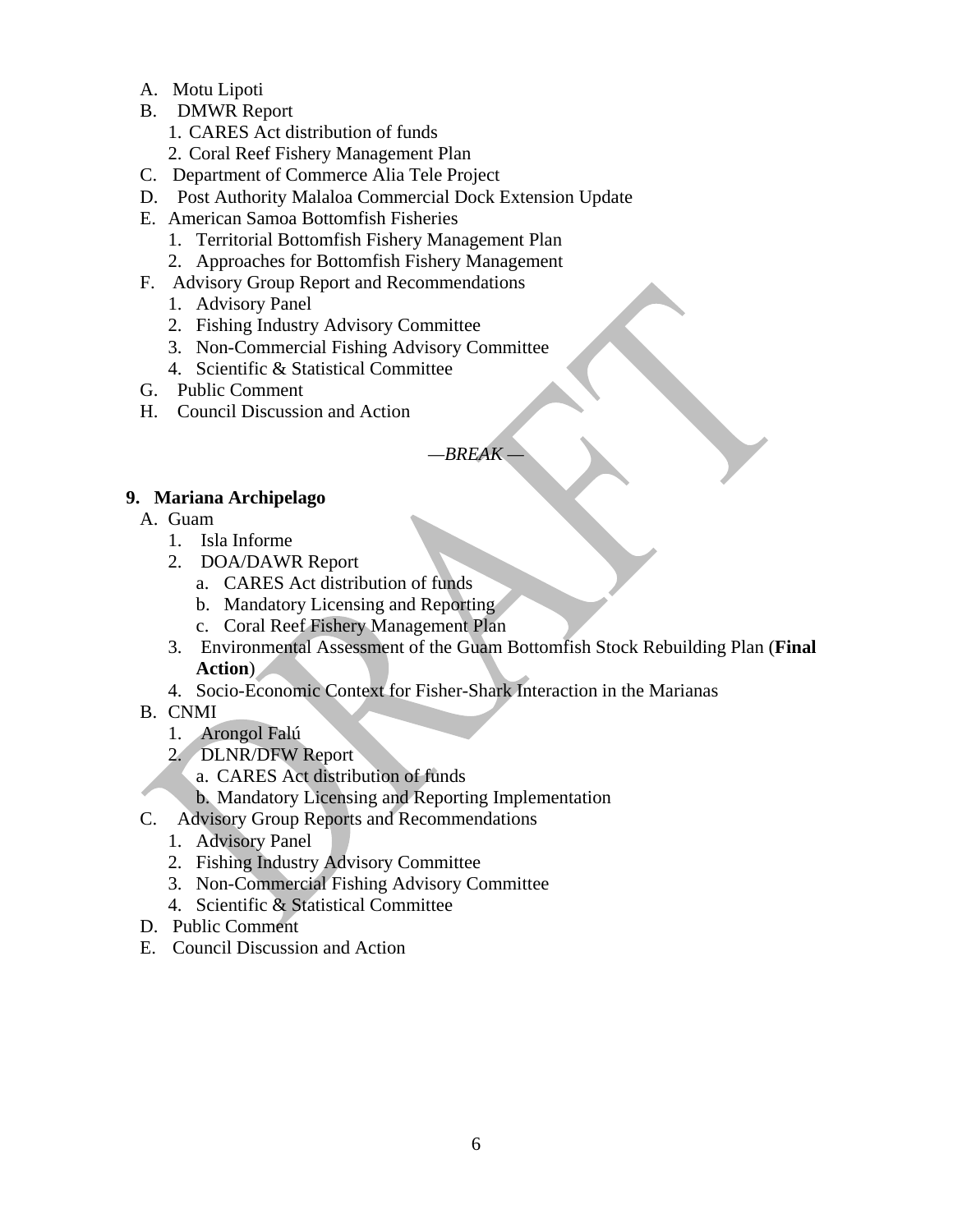A. Motu Lipoti
B. DMWR Report
   1. CARES Act distribution of funds
   2. Coral Reef Fishery Management Plan
C. Department of Commerce Alia Tele Project
D. Post Authority Malaloa Commercial Dock Extension Update
E. American Samoa Bottomfish Fisheries
   1. Territorial Bottomfish Fishery Management Plan
   2. Approaches for Bottomfish Fishery Management
F. Advisory Group Report and Recommendations
   1. Advisory Panel
   2. Fishing Industry Advisory Committee
   3. Non-Commercial Fishing Advisory Committee
   4. Scientific & Statistical Committee
G. Public Comment
H. Council Discussion and Action

*—BREAK —*

**9. Mariana Archipelago**

A. Guam
   1. Isla Informe
   2. DOA/DAWR Report
      a. CARES Act distribution of funds
      b. Mandatory Licensing and Reporting
      c. Coral Reef Fishery Management Plan
   3. Environmental Assessment of the Guam Bottomfish Stock Rebuilding Plan (**Final Action**)
   4. Socio-Economic Context for Fisher-Shark Interaction in the Marianas
B. CNMI
   1. Arongol Falú
   2. DLNR/DFW Report
      a. CARES Act distribution of funds
      b. Mandatory Licensing and Reporting Implementation
C. Advisory Group Reports and Recommendations
   1. Advisory Panel
   2. Fishing Industry Advisory Committee
   3. Non-Commercial Fishing Advisory Committee
   4. Scientific & Statistical Committee
D. Public Comment
E. Council Discussion and Action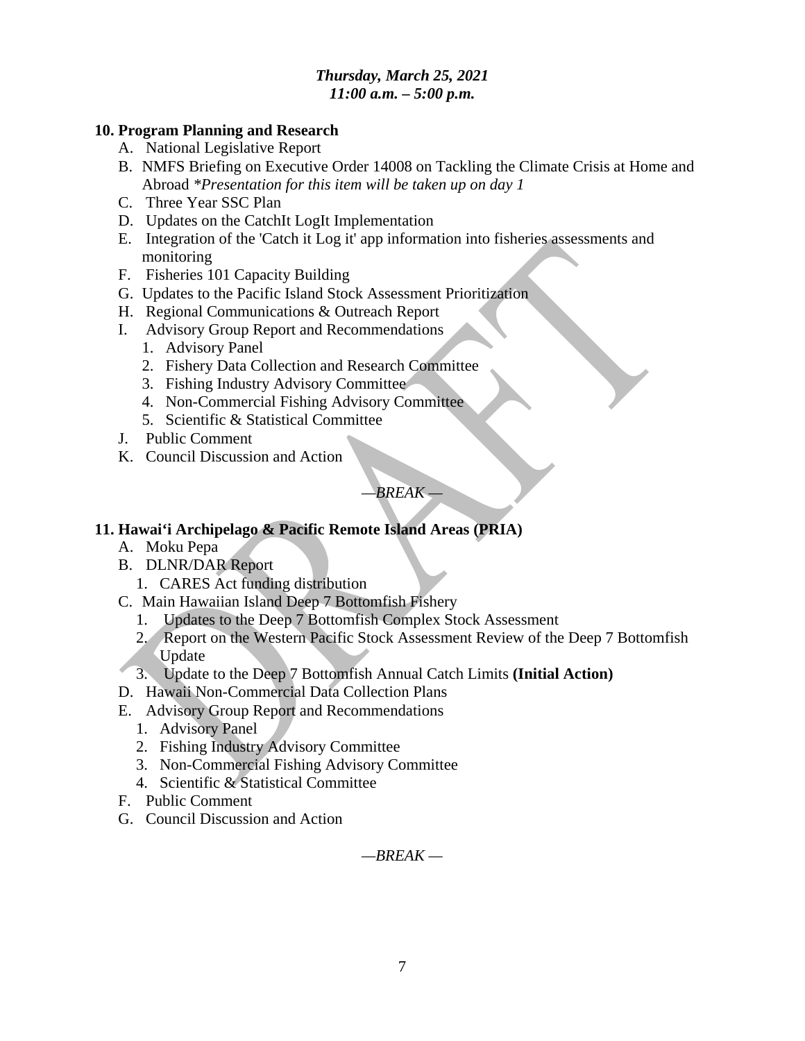***Thursday, March 25, 2021***
***11:00 a.m. – 5:00 p.m.***

**10. Program Planning and Research**

A. National Legislative Report
B. NMFS Briefing on Executive Order 14008 on Tackling the Climate Crisis at Home and Abroad *\*Presentation for this item will be taken up on day 1*
C. Three Year SSC Plan
D. Updates on the CatchIt LogIt Implementation
E. Integration of the 'Catch it Log it' app information into fisheries assessments and monitoring
F. Fisheries 101 Capacity Building
G. Updates to the Pacific Island Stock Assessment Prioritization
H. Regional Communications & Outreach Report
I. Advisory Group Report and Recommendations
   1. Advisory Panel
   2. Fishery Data Collection and Research Committee
   3. Fishing Industry Advisory Committee
   4. Non-Commercial Fishing Advisory Committee
   5. Scientific & Statistical Committee
J. Public Comment
K. Council Discussion and Action

*—BREAK —*

**11. Hawai‘i Archipelago & Pacific Remote Island Areas (PRIA)**

A. Moku Pepa
B. DLNR/DAR Report
   1. CARES Act funding distribution
C. Main Hawaiian Island Deep 7 Bottomfish Fishery
   1. Updates to the Deep 7 Bottomfish Complex Stock Assessment
   2. Report on the Western Pacific Stock Assessment Review of the Deep 7 Bottomfish Update
   3. Update to the Deep 7 Bottomfish Annual Catch Limits **(Initial Action)**
D. Hawaii Non-Commercial Data Collection Plans
E. Advisory Group Report and Recommendations
   1. Advisory Panel
   2. Fishing Industry Advisory Committee
   3. Non-Commercial Fishing Advisory Committee
   4. Scientific & Statistical Committee
F. Public Comment
G. Council Discussion and Action

*—BREAK —*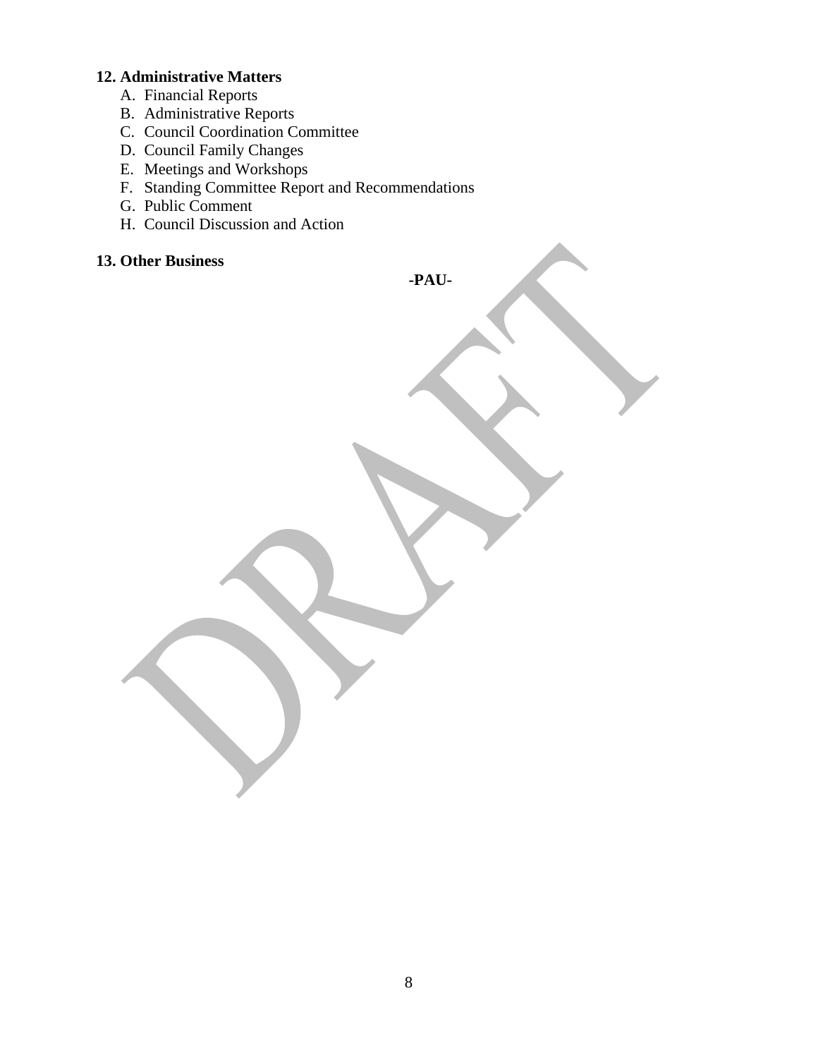**12. Administrative Matters**

A. Financial Reports
B. Administrative Reports
C. Council Coordination Committee
D. Council Family Changes
E. Meetings and Workshops
F. Standing Committee Report and Recommendations
G. Public Comment
H. Council Discussion and Action

**13. Other Business**

**-PAU-**